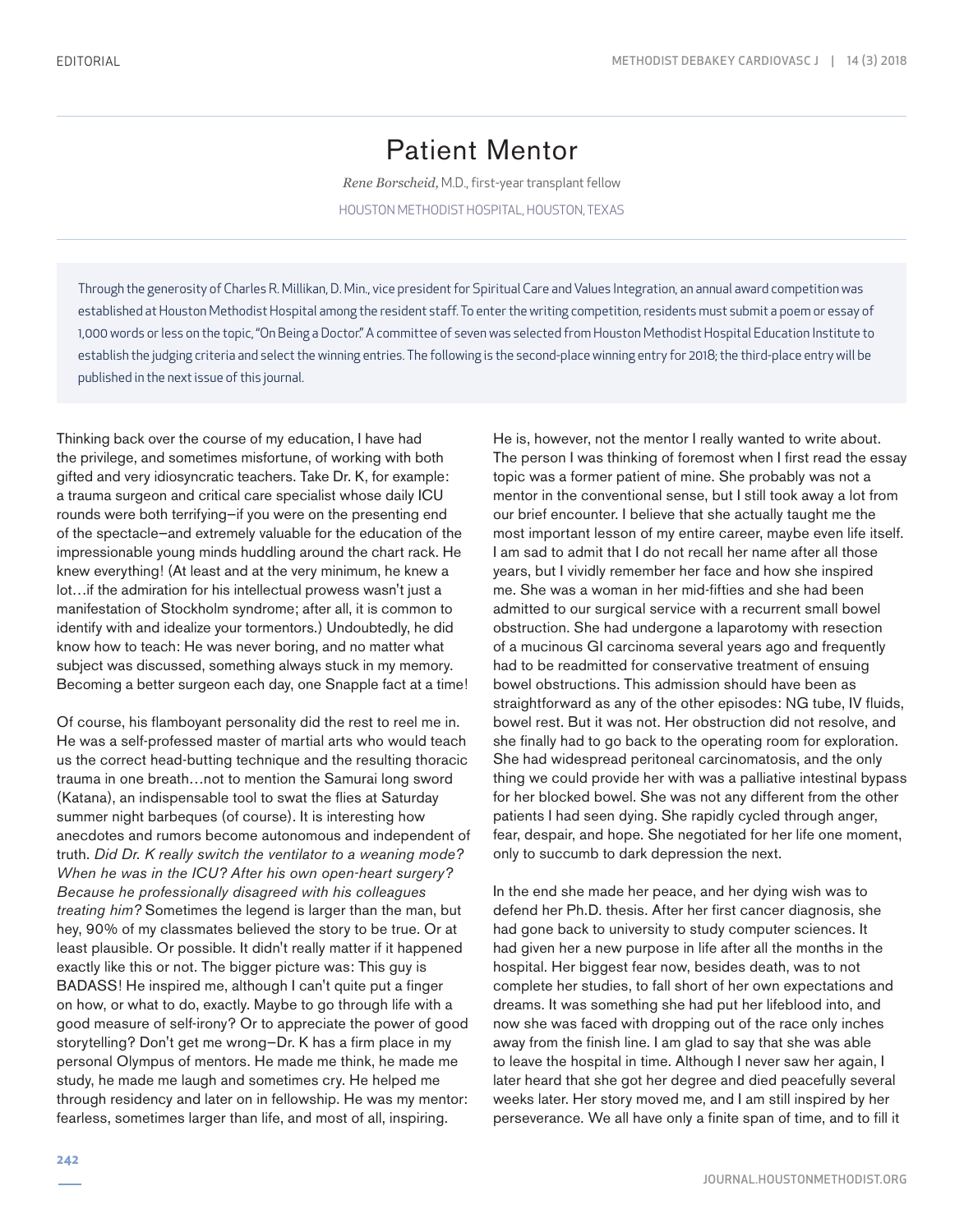EDITORIAL

# Patient Mentor

*Rene Borscheid,* M.D., first-year transplant fellow

HOUSTON METHODIST HOSPITAL, HOUSTON, TEXAS

> Through the generosity of Charles R. Millikan, D. Min., vice president for Spiritual Care and Values Integration, an annual award competition was established at Houston Methodist Hospital among the resident staff. To enter the writing competition, residents must submit a poem or essay of 1,000 words or less on the topic, "On Being a Doctor." A committee of seven was selected from Houston Methodist Hospital Education Institute to establish the judging criteria and select the winning entries. The following is the second-place winning entry for 2018; the third-place entry will be published in the next issue of this journal.

Thinking back over the course of my education, I have had the privilege, and sometimes misfortune, of working with both gifted and very idiosyncratic teachers. Take Dr. K, for example: a trauma surgeon and critical care specialist whose daily ICU rounds were both terrifying—if you were on the presenting end of the spectacle—and extremely valuable for the education of the impressionable young minds huddling around the chart rack. He knew everything! (At least and at the very minimum, he knew a lot…if the admiration for his intellectual prowess wasn't just a manifestation of Stockholm syndrome; after all, it is common to identify with and idealize your tormentors.) Undoubtedly, he did know how to teach: He was never boring, and no matter what subject was discussed, something always stuck in my memory. Becoming a better surgeon each day, one Snapple fact at a time!

Of course, his flamboyant personality did the rest to reel me in. He was a self-professed master of martial arts who would teach us the correct head-butting technique and the resulting thoracic trauma in one breath…not to mention the Samurai long sword (Katana), an indispensable tool to swat the flies at Saturday summer night barbeques (of course). It is interesting how anecdotes and rumors become autonomous and independent of truth. *Did Dr. K really switch the ventilator to a weaning mode? When he was in the ICU? After his own open-heart surgery? Because he professionally disagreed with his colleagues treating him?* Sometimes the legend is larger than the man, but hey, 90% of my classmates believed the story to be true. Or at least plausible. Or possible. It didn't really matter if it happened exactly like this or not. The bigger picture was: This guy is BADASS! He inspired me, although I can't quite put a finger on how, or what to do, exactly. Maybe to go through life with a good measure of self-irony? Or to appreciate the power of good storytelling? Don't get me wrong—Dr. K has a firm place in my personal Olympus of mentors. He made me think, he made me study, he made me laugh and sometimes cry. He helped me through residency and later on in fellowship. He was my mentor: fearless, sometimes larger than life, and most of all, inspiring.

He is, however, not the mentor I really wanted to write about. The person I was thinking of foremost when I first read the essay topic was a former patient of mine. She probably was not a mentor in the conventional sense, but I still took away a lot from our brief encounter. I believe that she actually taught me the most important lesson of my entire career, maybe even life itself. I am sad to admit that I do not recall her name after all those years, but I vividly remember her face and how she inspired me. She was a woman in her mid-fifties and she had been admitted to our surgical service with a recurrent small bowel obstruction. She had undergone a laparotomy with resection of a mucinous GI carcinoma several years ago and frequently had to be readmitted for conservative treatment of ensuing bowel obstructions. This admission should have been as straightforward as any of the other episodes: NG tube, IV fluids, bowel rest. But it was not. Her obstruction did not resolve, and she finally had to go back to the operating room for exploration. She had widespread peritoneal carcinomatosis, and the only thing we could provide her with was a palliative intestinal bypass for her blocked bowel. She was not any different from the other patients I had seen dying. She rapidly cycled through anger, fear, despair, and hope. She negotiated for her life one moment, only to succumb to dark depression the next.

In the end she made her peace, and her dying wish was to defend her Ph.D. thesis. After her first cancer diagnosis, she had gone back to university to study computer sciences. It had given her a new purpose in life after all the months in the hospital. Her biggest fear now, besides death, was to not complete her studies, to fall short of her own expectations and dreams. It was something she had put her lifeblood into, and now she was faced with dropping out of the race only inches away from the finish line. I am glad to say that she was able to leave the hospital in time. Although I never saw her again, I later heard that she got her degree and died peacefully several weeks later. Her story moved me, and I am still inspired by her perseverance. We all have only a finite span of time, and to fill it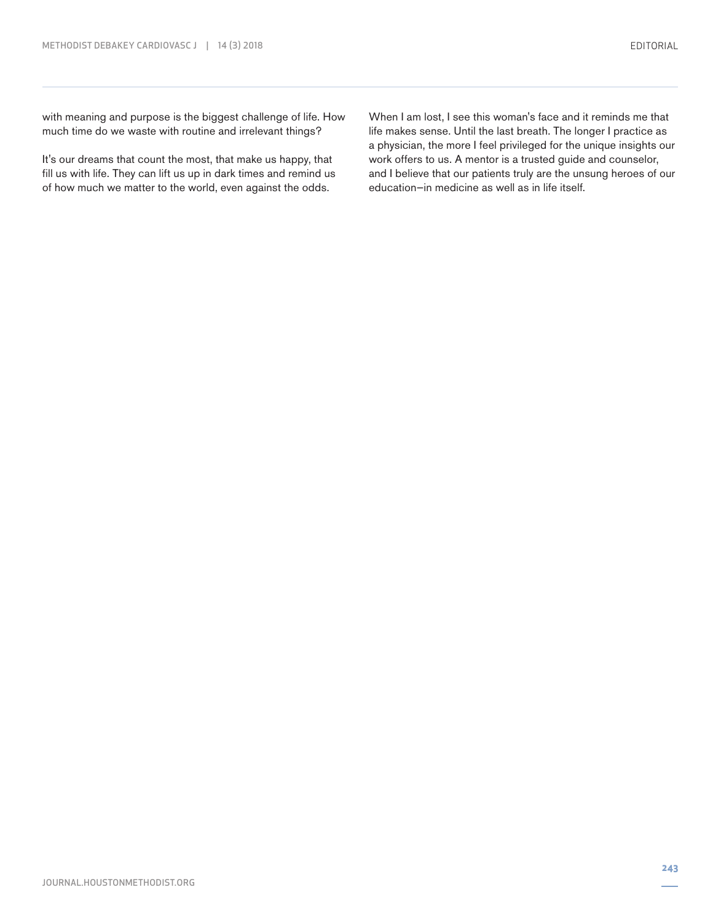with meaning and purpose is the biggest challenge of life. How much time do we waste with routine and irrelevant things?

It's our dreams that count the most, that make us happy, that fill us with life. They can lift us up in dark times and remind us of how much we matter to the world, even against the odds.

When I am lost, I see this woman's face and it reminds me that life makes sense. Until the last breath. The longer I practice as a physician, the more I feel privileged for the unique insights our work offers to us. A mentor is a trusted guide and counselor, and I believe that our patients truly are the unsung heroes of our education—in medicine as well as in life itself.